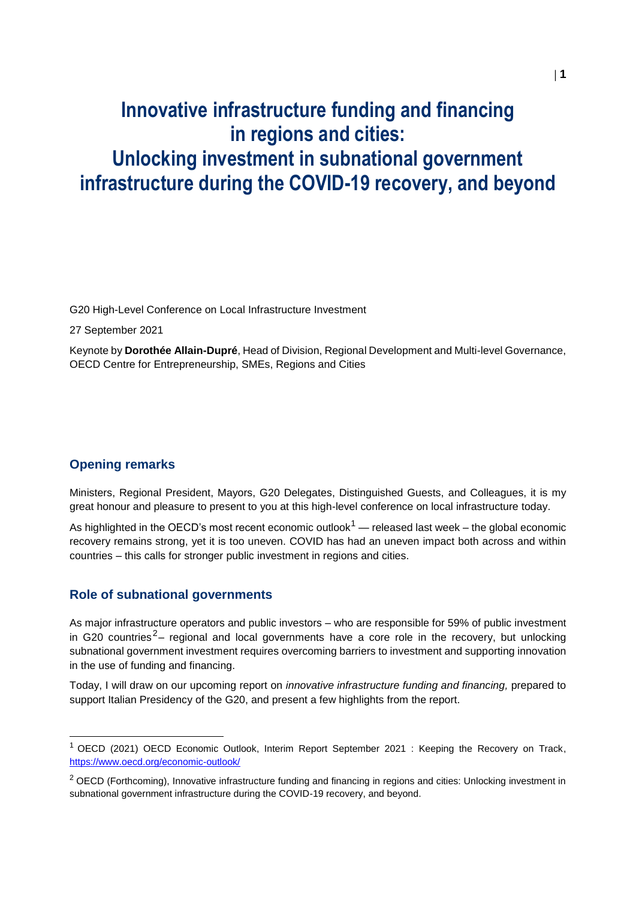# Innovative infrastructure funding and financing in regions and cities: Unlocking investment in subnational government infrastructure during the COVID-19 recovery, and beyond

G20 High-Level Conference on Local Infrastructure Investment

27 September 2021

Keynote by **Dorothée Allain-Dupré**, Head of Division, Regional Development and Multi-level Governance, OECD Centre for Entrepreneurship, SMEs, Regions and Cities

## Opening remarks

Ministers, Regional President, Mayors, G20 Delegates, Distinguished Guests, and Colleagues, it is my great honour and pleasure to present to you at this high-level conference on local infrastructure today.

As highlighted in the OECD's most recent economic outlook[1] — released last week – the global economic recovery remains strong, yet it is too uneven. COVID has had an uneven impact both across and within countries – this calls for stronger public investment in regions and cities.

## Role of subnational governments

As major infrastructure operators and public investors – who are responsible for 59% of public investment in G20 countries[2] – regional and local governments have a core role in the recovery, but unlocking subnational government investment requires overcoming barriers to investment and supporting innovation in the use of funding and financing.

Today, I will draw on our upcoming report on *innovative infrastructure funding and financing,* prepared to support Italian Presidency of the G20, and present a few highlights from the report.

---

[1] OECD (2021) OECD Economic Outlook, Interim Report September 2021 : Keeping the Recovery on Track, https://www.oecd.org/economic-outlook/

[2] OECD (Forthcoming), Innovative infrastructure funding and financing in regions and cities: Unlocking investment in subnational government infrastructure during the COVID-19 recovery, and beyond.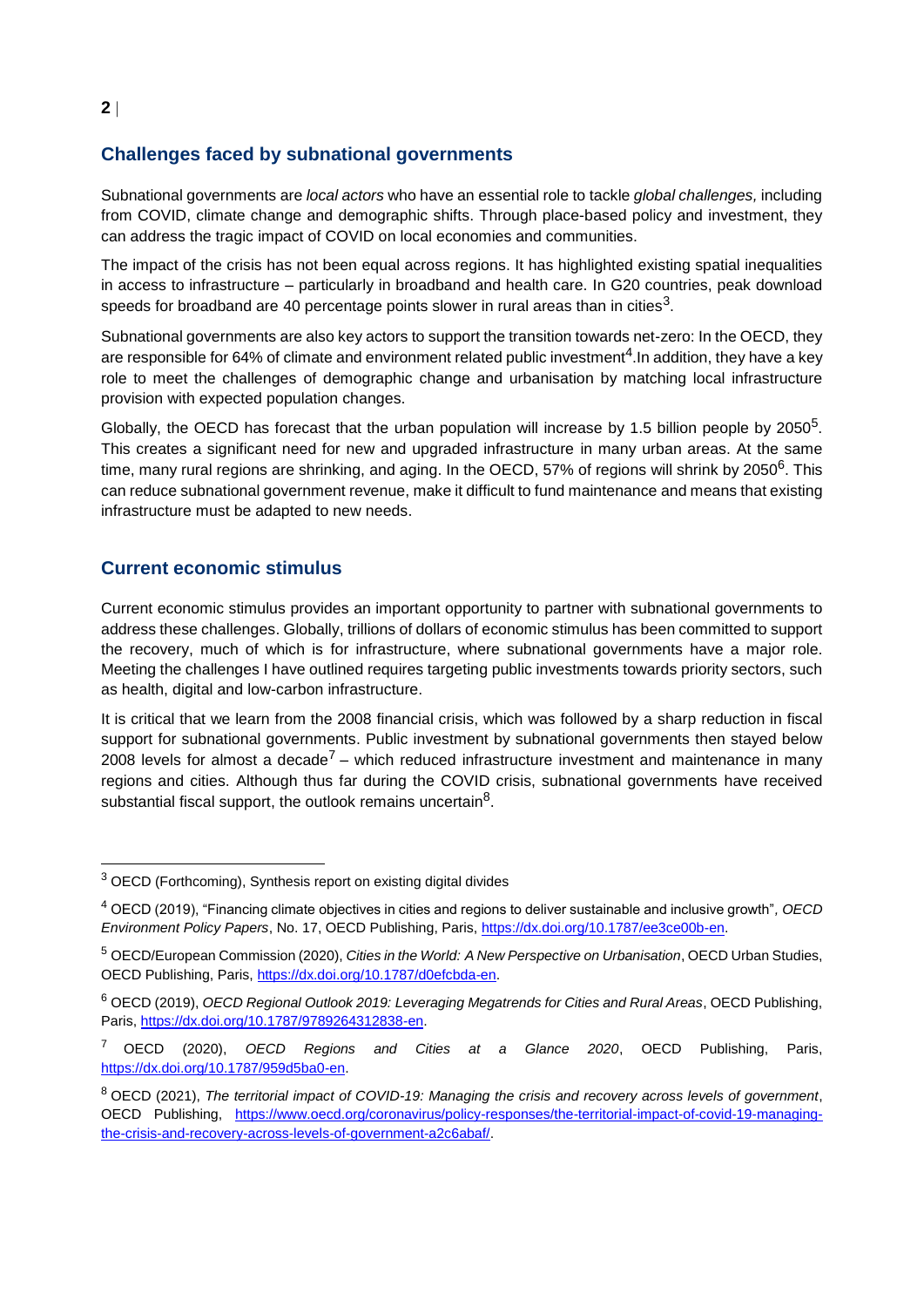## Challenges faced by subnational governments

Subnational governments are *local actors* who have an essential role to tackle *global challenges,* including from COVID, climate change and demographic shifts. Through place-based policy and investment, they can address the tragic impact of COVID on local economies and communities.

The impact of the crisis has not been equal across regions. It has highlighted existing spatial inequalities in access to infrastructure – particularly in broadband and health care. In G20 countries, peak download speeds for broadband are 40 percentage points slower in rural areas than in cities[3].

Subnational governments are also key actors to support the transition towards net-zero: In the OECD, they are responsible for 64% of climate and environment related public investment[4].In addition, they have a key role to meet the challenges of demographic change and urbanisation by matching local infrastructure provision with expected population changes.

Globally, the OECD has forecast that the urban population will increase by 1.5 billion people by 2050[5]. This creates a significant need for new and upgraded infrastructure in many urban areas. At the same time, many rural regions are shrinking, and aging. In the OECD, 57% of regions will shrink by 2050[6]. This can reduce subnational government revenue, make it difficult to fund maintenance and means that existing infrastructure must be adapted to new needs.

## Current economic stimulus

Current economic stimulus provides an important opportunity to partner with subnational governments to address these challenges. Globally, trillions of dollars of economic stimulus has been committed to support the recovery, much of which is for infrastructure, where subnational governments have a major role. Meeting the challenges I have outlined requires targeting public investments towards priority sectors, such as health, digital and low-carbon infrastructure.

It is critical that we learn from the 2008 financial crisis, which was followed by a sharp reduction in fiscal support for subnational governments. Public investment by subnational governments then stayed below 2008 levels for almost a decade[7] – which reduced infrastructure investment and maintenance in many regions and cities. Although thus far during the COVID crisis, subnational governments have received substantial fiscal support, the outlook remains uncertain[8].

---

[3] OECD (Forthcoming), Synthesis report on existing digital divides

[4] OECD (2019), "Financing climate objectives in cities and regions to deliver sustainable and inclusive growth", *OECD Environment Policy Papers*, No. 17, OECD Publishing, Paris, https://dx.doi.org/10.1787/ee3ce00b-en.

[5] OECD/European Commission (2020), *Cities in the World: A New Perspective on Urbanisation*, OECD Urban Studies, OECD Publishing, Paris, https://dx.doi.org/10.1787/d0efcbda-en.

[6] OECD (2019), *OECD Regional Outlook 2019: Leveraging Megatrends for Cities and Rural Areas*, OECD Publishing, Paris, https://dx.doi.org/10.1787/9789264312838-en.

[7] OECD (2020), *OECD Regions and Cities at a Glance 2020*, OECD Publishing, Paris, https://dx.doi.org/10.1787/959d5ba0-en.

[8] OECD (2021), *The territorial impact of COVID-19: Managing the crisis and recovery across levels of government*, OECD Publishing, https://www.oecd.org/coronavirus/policy-responses/the-territorial-impact-of-covid-19-managing-the-crisis-and-recovery-across-levels-of-government-a2c6abaf/.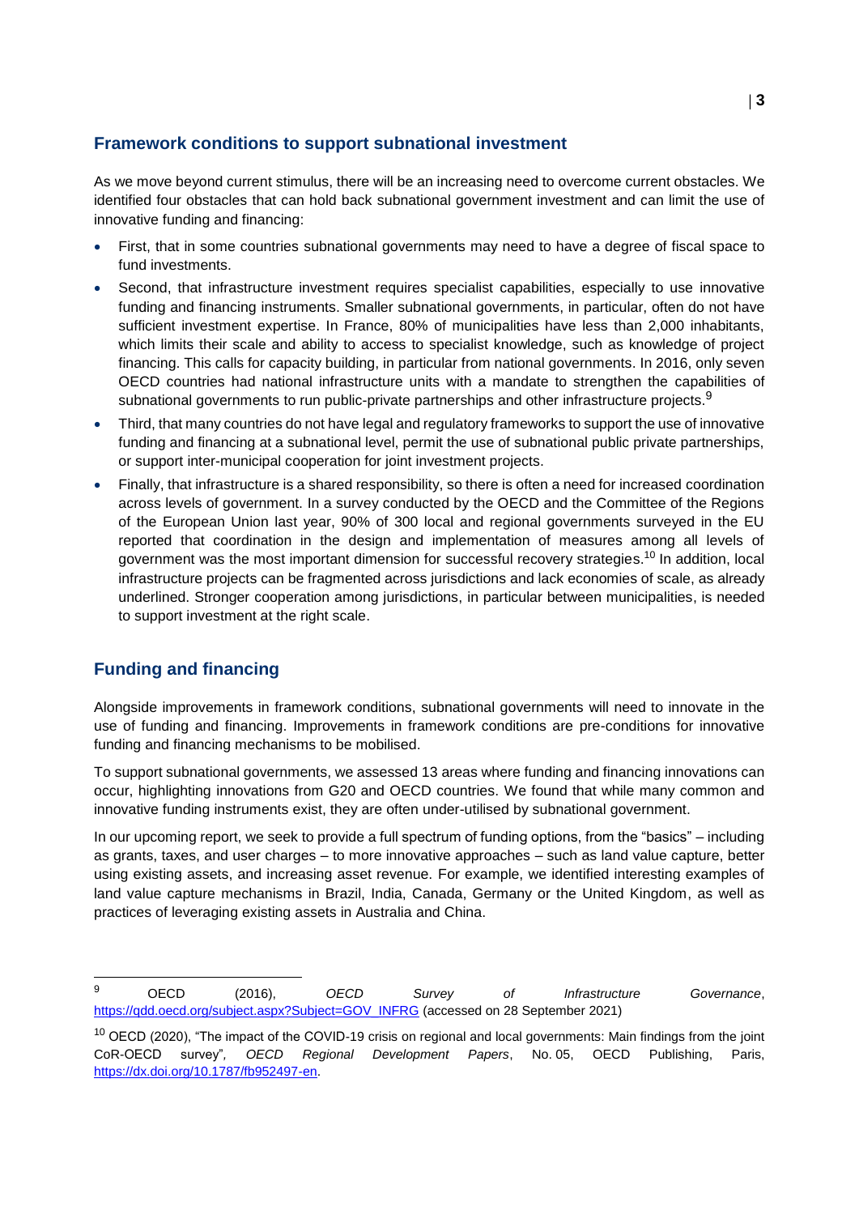## Framework conditions to support subnational investment

As we move beyond current stimulus, there will be an increasing need to overcome current obstacles. We identified four obstacles that can hold back subnational government investment and can limit the use of innovative funding and financing:

- First, that in some countries subnational governments may need to have a degree of fiscal space to fund investments.
- Second, that infrastructure investment requires specialist capabilities, especially to use innovative funding and financing instruments. Smaller subnational governments, in particular, often do not have sufficient investment expertise. In France, 80% of municipalities have less than 2,000 inhabitants, which limits their scale and ability to access to specialist knowledge, such as knowledge of project financing. This calls for capacity building, in particular from national governments. In 2016, only seven OECD countries had national infrastructure units with a mandate to strengthen the capabilities of subnational governments to run public-private partnerships and other infrastructure projects.[9]
- Third, that many countries do not have legal and regulatory frameworks to support the use of innovative funding and financing at a subnational level, permit the use of subnational public private partnerships, or support inter-municipal cooperation for joint investment projects.
- Finally, that infrastructure is a shared responsibility, so there is often a need for increased coordination across levels of government. In a survey conducted by the OECD and the Committee of the Regions of the European Union last year, 90% of 300 local and regional governments surveyed in the EU reported that coordination in the design and implementation of measures among all levels of government was the most important dimension for successful recovery strategies.[10] In addition, local infrastructure projects can be fragmented across jurisdictions and lack economies of scale, as already underlined. Stronger cooperation among jurisdictions, in particular between municipalities, is needed to support investment at the right scale.

## Funding and financing

Alongside improvements in framework conditions, subnational governments will need to innovate in the use of funding and financing. Improvements in framework conditions are pre-conditions for innovative funding and financing mechanisms to be mobilised.

To support subnational governments, we assessed 13 areas where funding and financing innovations can occur, highlighting innovations from G20 and OECD countries. We found that while many common and innovative funding instruments exist, they are often under-utilised by subnational government.

In our upcoming report, we seek to provide a full spectrum of funding options, from the "basics" – including as grants, taxes, and user charges – to more innovative approaches – such as land value capture, better using existing assets, and increasing asset revenue. For example, we identified interesting examples of land value capture mechanisms in Brazil, India, Canada, Germany or the United Kingdom, as well as practices of leveraging existing assets in Australia and China.

---

[9] OECD (2016), *OECD Survey of Infrastructure Governance*, https://qdd.oecd.org/subject.aspx?Subject=GOV_INFRG (accessed on 28 September 2021)

[10] OECD (2020), "The impact of the COVID-19 crisis on regional and local governments: Main findings from the joint CoR-OECD survey", *OECD Regional Development Papers*, No. 05, OECD Publishing, Paris, https://dx.doi.org/10.1787/fb952497-en.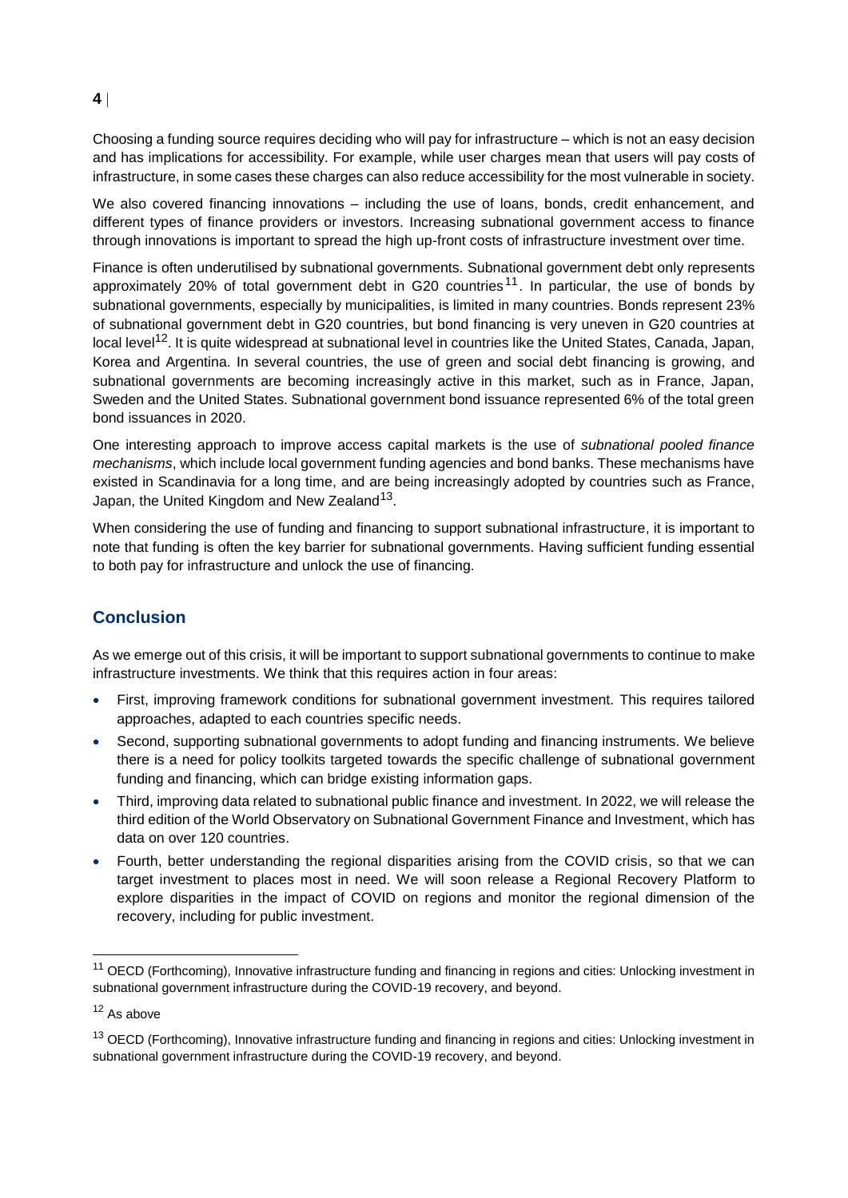Choosing a funding source requires deciding who will pay for infrastructure – which is not an easy decision and has implications for accessibility. For example, while user charges mean that users will pay costs of infrastructure, in some cases these charges can also reduce accessibility for the most vulnerable in society.

We also covered financing innovations – including the use of loans, bonds, credit enhancement, and different types of finance providers or investors. Increasing subnational government access to finance through innovations is important to spread the high up-front costs of infrastructure investment over time.

Finance is often underutilised by subnational governments. Subnational government debt only represents approximately 20% of total government debt in G20 countries[11]. In particular, the use of bonds by subnational governments, especially by municipalities, is limited in many countries. Bonds represent 23% of subnational government debt in G20 countries, but bond financing is very uneven in G20 countries at local level[12]. It is quite widespread at subnational level in countries like the United States, Canada, Japan, Korea and Argentina. In several countries, the use of green and social debt financing is growing, and subnational governments are becoming increasingly active in this market, such as in France, Japan, Sweden and the United States. Subnational government bond issuance represented 6% of the total green bond issuances in 2020.

One interesting approach to improve access capital markets is the use of *subnational pooled finance mechanisms*, which include local government funding agencies and bond banks. These mechanisms have existed in Scandinavia for a long time, and are being increasingly adopted by countries such as France, Japan, the United Kingdom and New Zealand[13].

When considering the use of funding and financing to support subnational infrastructure, it is important to note that funding is often the key barrier for subnational governments. Having sufficient funding essential to both pay for infrastructure and unlock the use of financing.

## Conclusion

As we emerge out of this crisis, it will be important to support subnational governments to continue to make infrastructure investments. We think that this requires action in four areas:

- First, improving framework conditions for subnational government investment. This requires tailored approaches, adapted to each countries specific needs.
- Second, supporting subnational governments to adopt funding and financing instruments. We believe there is a need for policy toolkits targeted towards the specific challenge of subnational government funding and financing, which can bridge existing information gaps.
- Third, improving data related to subnational public finance and investment. In 2022, we will release the third edition of the World Observatory on Subnational Government Finance and Investment, which has data on over 120 countries.
- Fourth, better understanding the regional disparities arising from the COVID crisis, so that we can target investment to places most in need. We will soon release a Regional Recovery Platform to explore disparities in the impact of COVID on regions and monitor the regional dimension of the recovery, including for public investment.

---

[11] OECD (Forthcoming), Innovative infrastructure funding and financing in regions and cities: Unlocking investment in subnational government infrastructure during the COVID-19 recovery, and beyond.

[12] As above

[13] OECD (Forthcoming), Innovative infrastructure funding and financing in regions and cities: Unlocking investment in subnational government infrastructure during the COVID-19 recovery, and beyond.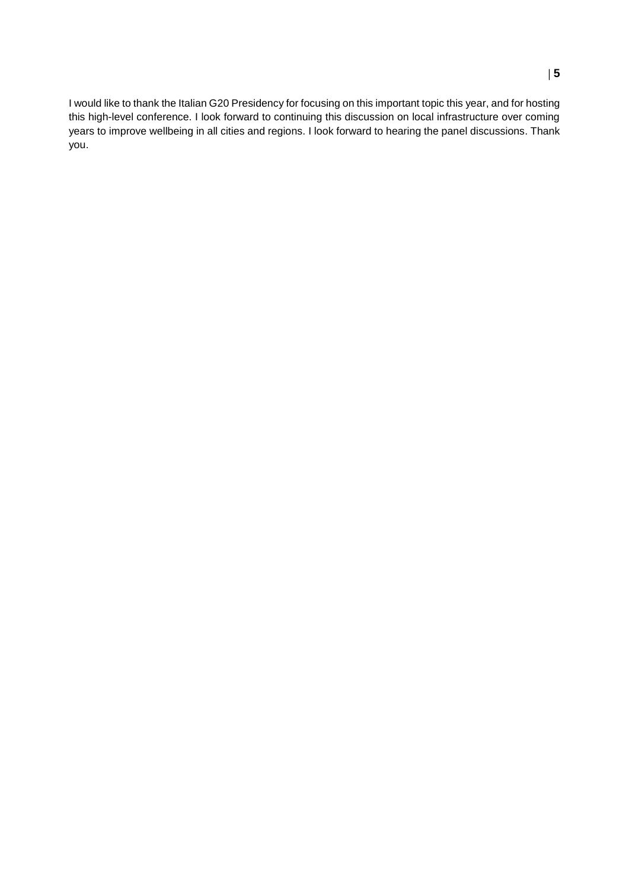I would like to thank the Italian G20 Presidency for focusing on this important topic this year, and for hosting this high-level conference. I look forward to continuing this discussion on local infrastructure over coming years to improve wellbeing in all cities and regions. I look forward to hearing the panel discussions. Thank you.